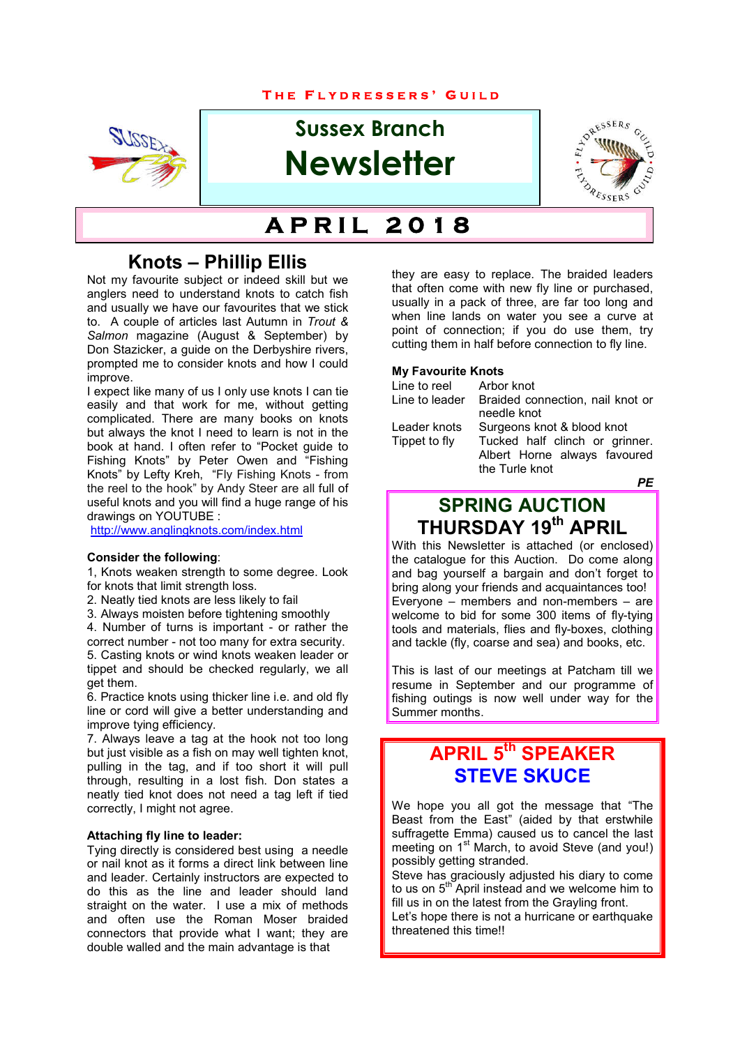THE FLYDRESSERS' GUILD

# Sussex Branch Newsletter

# APRIL 2018

## Knots – Phillip Ellis

Not my favourite subject or indeed skill but we anglers need to understand knots to catch fish and usually we have our favourites that we stick to. A couple of articles last Autumn in *Trout & Salmon* magazine (August & September) by Don Stazicker, a guide on the Derbyshire rivers, prompted me to consider knots and how I could improve.

I expect like many of us I only use knots I can tie easily and that work for me, without getting complicated. There are many books on knots but always the knot I need to learn is not in the book at hand. I often refer to "Pocket guide to Fishing Knots" by Peter Owen and "Fishing Knots" by Lefty Kreh, "Fly Fishing Knots - from the reel to the hook" by Andy Steer are all full of useful knots and you will find a huge range of his drawings on YOUTUBE :

http://www.anglingknots.com/index.html

**Consider the following**:

1, Knots weaken strength to some degree. Look for knots that limit strength loss.
2. Neatly tied knots are less likely to fail
3. Always moisten before tightening smoothly
4. Number of turns is important - or rather the correct number - not too many for extra security.
5. Casting knots or wind knots weaken leader or tippet and should be checked regularly, we all get them.
6. Practice knots using thicker line i.e. and old fly line or cord will give a better understanding and improve tying efficiency.
7. Always leave a tag at the hook not too long but just visible as a fish on may well tighten knot, pulling in the tag, and if too short it will pull through, resulting in a lost fish. Don states a neatly tied knot does not need a tag left if tied correctly, I might not agree.

**Attaching fly line to leader:**

Tying directly is considered best using a needle or nail knot as it forms a direct link between line and leader. Certainly instructors are expected to do this as the line and leader should land straight on the water. I use a mix of methods and often use the Roman Moser braided connectors that provide what I want; they are double walled and the main advantage is that they are easy to replace. The braided leaders that often come with new fly line or purchased, usually in a pack of three, are far too long and when line lands on water you see a curve at point of connection; if you do use them, try cutting them in half before connection to fly line.

**My Favourite Knots**

| | |
|---|---|
| Line to reel | Arbor knot |
| Line to leader | Braided connection, nail knot or needle knot |
| Leader knots | Surgeons knot & blood knot |
| Tippet to fly | Tucked half clinch or grinner. Albert Horne always favoured the Turle knot |

***PE***

## SPRING AUCTION THURSDAY 19th APRIL

With this Newsletter is attached (or enclosed) the catalogue for this Auction. Do come along and bag yourself a bargain and don't forget to bring along your friends and acquaintances too! Everyone – members and non-members – are welcome to bid for some 300 items of fly-tying tools and materials, flies and fly-boxes, clothing and tackle (fly, coarse and sea) and books, etc.

This is last of our meetings at Patcham till we resume in September and our programme of fishing outings is now well under way for the Summer months.

## APRIL 5th SPEAKER STEVE SKUCE

We hope you all got the message that "The Beast from the East" (aided by that erstwhile suffragette Emma) caused us to cancel the last meeting on 1st March, to avoid Steve (and you!) possibly getting stranded.

Steve has graciously adjusted his diary to come to us on 5th April instead and we welcome him to fill us in on the latest from the Grayling front.

Let's hope there is not a hurricane or earthquake threatened this time!!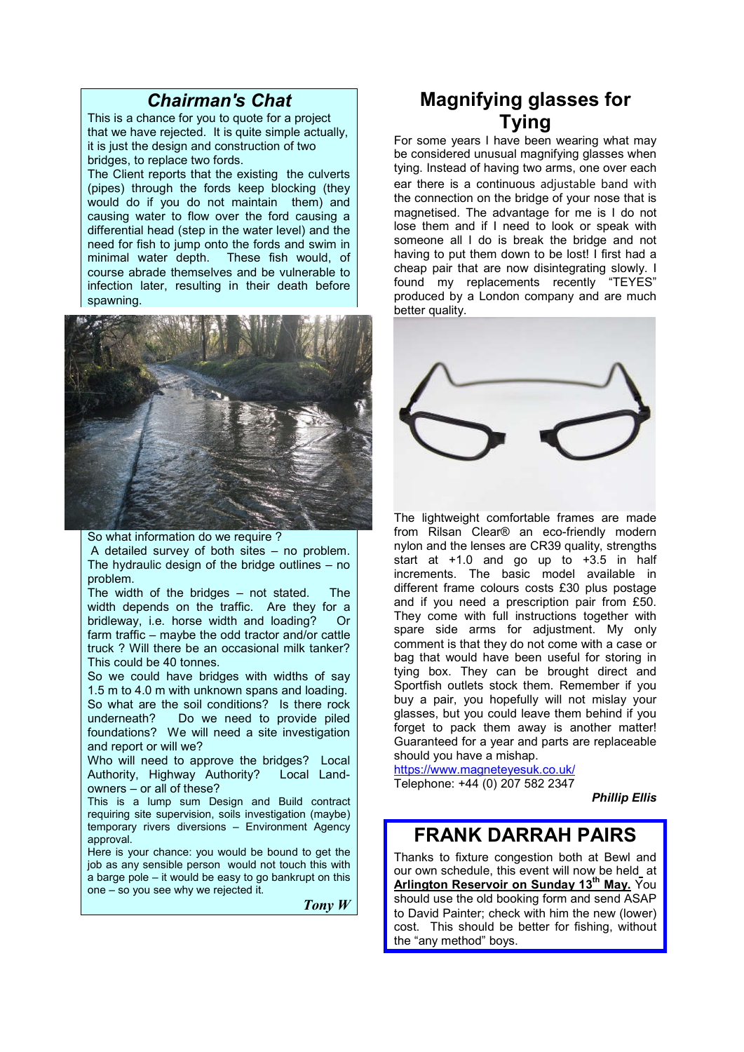## *Chairman's Chat*

This is a chance for you to quote for a project that we have rejected. It is quite simple actually, it is just the design and construction of two bridges, to replace two fords.

The Client reports that the existing the culverts (pipes) through the fords keep blocking (they would do if you do not maintain them) and causing water to flow over the ford causing a differential head (step in the water level) and the need for fish to jump onto the fords and swim in minimal water depth. These fish would, of course abrade themselves and be vulnerable to infection later, resulting in their death before spawning.

So what information do we require ?

A detailed survey of both sites – no problem. The hydraulic design of the bridge outlines – no problem.

The width of the bridges – not stated. The width depends on the traffic. Are they for a bridleway, i.e. horse width and loading? Or farm traffic – maybe the odd tractor and/or cattle truck ? Will there be an occasional milk tanker? This could be 40 tonnes.

So we could have bridges with widths of say 1.5 m to 4.0 m with unknown spans and loading. So what are the soil conditions? Is there rock underneath? Do we need to provide piled foundations? We will need a site investigation and report or will we?

Who will need to approve the bridges? Local Authority, Highway Authority? Local Land-owners – or all of these?

This is a lump sum Design and Build contract requiring site supervision, soils investigation (maybe) temporary rivers diversions – Environment Agency approval.

Here is your chance: you would be bound to get the job as any sensible person would not touch this with a barge pole – it would be easy to go bankrupt on this one – so you see why we rejected it.

***Tony W***

## Magnifying glasses for Tying

For some years I have been wearing what may be considered unusual magnifying glasses when tying. Instead of having two arms, one over each ear there is a continuous adjustable band with the connection on the bridge of your nose that is magnetised. The advantage for me is I do not lose them and if I need to look or speak with someone all I do is break the bridge and not having to put them down to be lost! I first had a cheap pair that are now disintegrating slowly. I found my replacements recently "TEYES" produced by a London company and are much better quality.

The lightweight comfortable frames are made from Rilsan Clear® an eco-friendly modern nylon and the lenses are CR39 quality, strengths start at +1.0 and go up to +3.5 in half increments. The basic model available in different frame colours costs £30 plus postage and if you need a prescription pair from £50. They come with full instructions together with spare side arms for adjustment. My only comment is that they do not come with a case or bag that would have been useful for storing in tying box. They can be brought direct and Sportfish outlets stock them. Remember if you buy a pair, you hopefully will not mislay your glasses, but you could leave them behind if you forget to pack them away is another matter! Guaranteed for a year and parts are replaceable should you have a mishap.

https://www.magneteyesuk.co.uk/

Telephone: +44 (0) 207 582 2347

***Phillip Ellis***

## FRANK DARRAH PAIRS

Thanks to fixture congestion both at Bewl and our own schedule, this event will now be held at **Arlington Reservoir on Sunday 13th May.** You should use the old booking form and send ASAP to David Painter; check with him the new (lower) cost. This should be better for fishing, without the "any method" boys.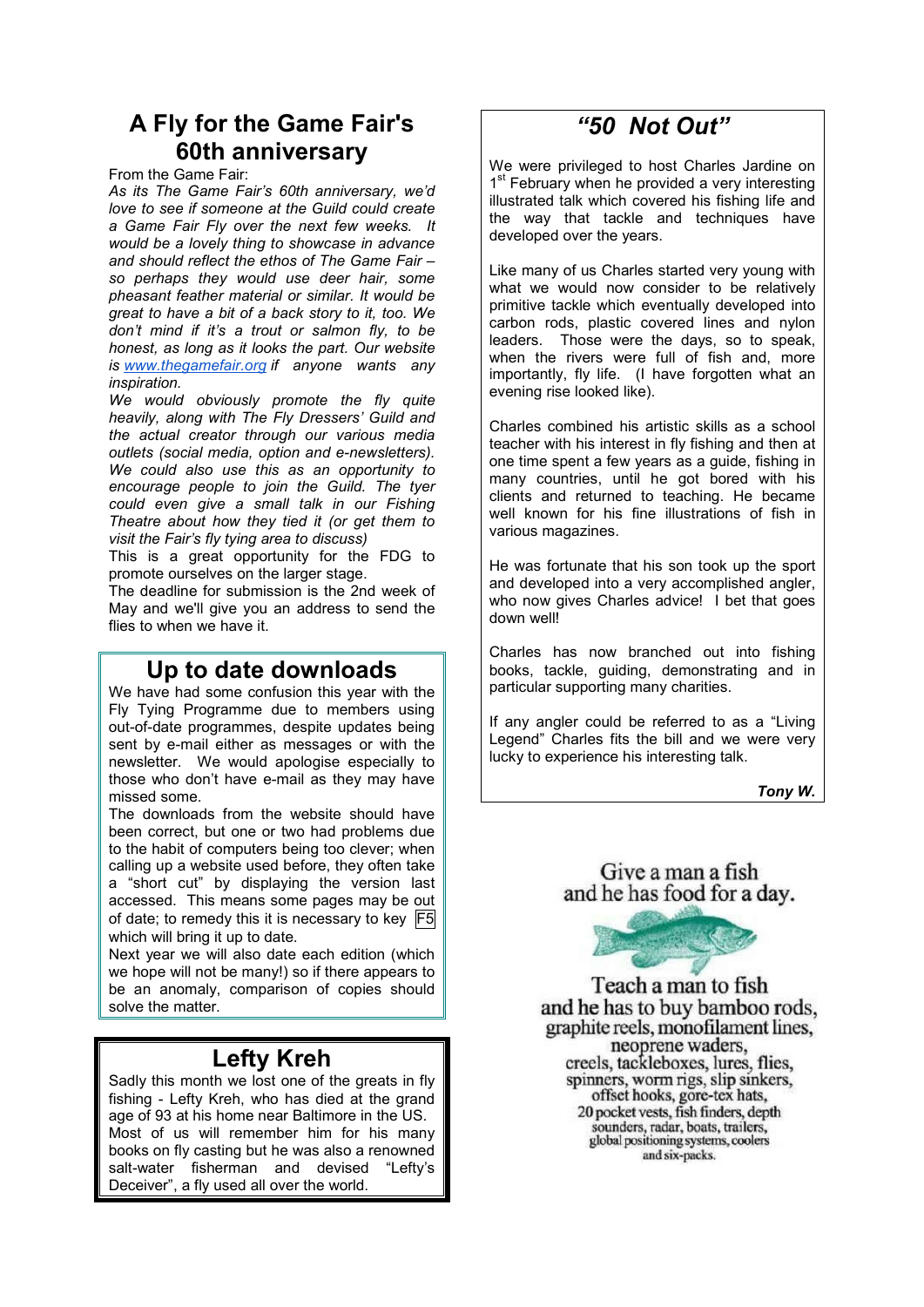## A Fly for the Game Fair's 60th anniversary

From the Game Fair:

*As its The Game Fair's 60th anniversary, we'd love to see if someone at the Guild could create a Game Fair Fly over the next few weeks. It would be a lovely thing to showcase in advance and should reflect the ethos of The Game Fair – so perhaps they would use deer hair, some pheasant feather material or similar. It would be great to have a bit of a back story to it, too. We don't mind if it's a trout or salmon fly, to be honest, as long as it looks the part. Our website is [www.thegamefair.org](http://www.thegamefair.org) if anyone wants any inspiration.*

*We would obviously promote the fly quite heavily, along with The Fly Dressers' Guild and the actual creator through our various media outlets (social media, option and e-newsletters). We could also use this as an opportunity to encourage people to join the Guild. The tyer could even give a small talk in our Fishing Theatre about how they tied it (or get them to visit the Fair's fly tying area to discuss)*

This is a great opportunity for the FDG to promote ourselves on the larger stage.

The deadline for submission is the 2nd week of May and we'll give you an address to send the flies to when we have it.

## Up to date downloads

We have had some confusion this year with the Fly Tying Programme due to members using out-of-date programmes, despite updates being sent by e-mail either as messages or with the newsletter. We would apologise especially to those who don't have e-mail as they may have missed some.

The downloads from the website should have been correct, but one or two had problems due to the habit of computers being too clever; when calling up a website used before, they often take a "short cut" by displaying the version last accessed. This means some pages may be out of date; to remedy this it is necessary to key F5 which will bring it up to date.

Next year we will also date each edition (which we hope will not be many!) so if there appears to be an anomaly, comparison of copies should solve the matter.

## Lefty Kreh

Sadly this month we lost one of the greats in fly fishing - Lefty Kreh, who has died at the grand age of 93 at his home near Baltimore in the US. Most of us will remember him for his many books on fly casting but he was also a renowned salt-water fisherman and devised "Lefty's Deceiver", a fly used all over the world.

## *"50 Not Out"*

We were privileged to host Charles Jardine on 1st February when he provided a very interesting illustrated talk which covered his fishing life and the way that tackle and techniques have developed over the years.

Like many of us Charles started very young with what we would now consider to be relatively primitive tackle which eventually developed into carbon rods, plastic covered lines and nylon leaders. Those were the days, so to speak, when the rivers were full of fish and, more importantly, fly life. (I have forgotten what an evening rise looked like).

Charles combined his artistic skills as a school teacher with his interest in fly fishing and then at one time spent a few years as a guide, fishing in many countries, until he got bored with his clients and returned to teaching. He became well known for his fine illustrations of fish in various magazines.

He was fortunate that his son took up the sport and developed into a very accomplished angler, who now gives Charles advice! I bet that goes down well!

Charles has now branched out into fishing books, tackle, guiding, demonstrating and in particular supporting many charities.

If any angler could be referred to as a "Living Legend" Charles fits the bill and we were very lucky to experience his interesting talk.

***Tony W.***

Give a man a fish
and he has food for a day.

Teach a man to fish
and he has to buy bamboo rods, graphite reels, monofilament lines, neoprene waders, creels, tackleboxes, lures, flies, spinners, worm rigs, slip sinkers, offset hooks, gore-tex hats, 20 pocket vests, fish finders, depth sounders, radar, boats, trailers, global positioning systems, coolers and six-packs.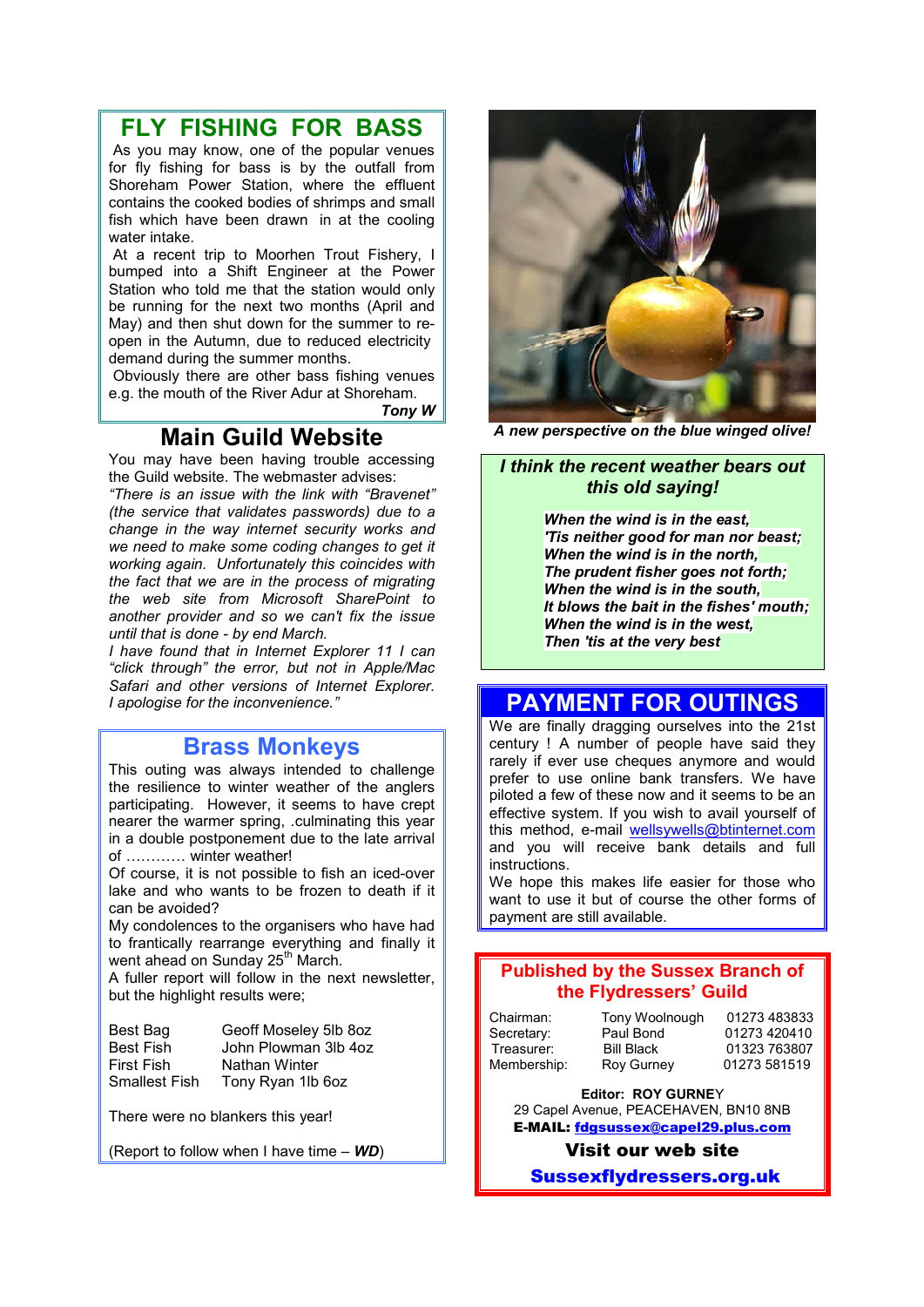## FLY FISHING FOR BASS

As you may know, one of the popular venues for fly fishing for bass is by the outfall from Shoreham Power Station, where the effluent contains the cooked bodies of shrimps and small fish which have been drawn in at the cooling water intake.

At a recent trip to Moorhen Trout Fishery, I bumped into a Shift Engineer at the Power Station who told me that the station would only be running for the next two months (April and May) and then shut down for the summer to re-open in the Autumn, due to reduced electricity demand during the summer months.

Obviously there are other bass fishing venues e.g. the mouth of the River Adur at Shoreham.

***Tony W***

## Main Guild Website

You may have been having trouble accessing the Guild website. The webmaster advises:

*"There is an issue with the link with "Bravenet" (the service that validates passwords) due to a change in the way internet security works and we need to make some coding changes to get it working again. Unfortunately this coincides with the fact that we are in the process of migrating the web site from Microsoft SharePoint to another provider and so we can't fix the issue until that is done - by end March.*

*I have found that in Internet Explorer 11 I can "click through" the error, but not in Apple/Mac Safari and other versions of Internet Explorer. I apologise for the inconvenience."*

## Brass Monkeys

This outing was always intended to challenge the resilience to winter weather of the anglers participating. However, it seems to have crept nearer the warmer spring, .culminating this year in a double postponement due to the late arrival of ………… winter weather!

Of course, it is not possible to fish an iced-over lake and who wants to be frozen to death if it can be avoided?

My condolences to the organisers who have had to frantically rearrange everything and finally it went ahead on Sunday 25th March.

A fuller report will follow in the next newsletter, but the highlight results were;

| | |
|---|---|
| Best Bag | Geoff Moseley 5lb 8oz |
| Best Fish | John Plowman 3lb 4oz |
| First Fish | Nathan Winter |
| Smallest Fish | Tony Ryan 1lb 6oz |

There were no blankers this year!

(Report to follow when I have time – ***WD***)

***A new perspective on the blue winged olive!***

***I think the recent weather bears out this old saying!***

***When the wind is in the east,***
***'Tis neither good for man nor beast;***
***When the wind is in the north,***
***The prudent fisher goes not forth;***
***When the wind is in the south,***
***It blows the bait in the fishes' mouth;***
***When the wind is in the west,***
***Then 'tis at the very best***

## PAYMENT FOR OUTINGS

We are finally dragging ourselves into the 21st century ! A number of people have said they rarely if ever use cheques anymore and would prefer to use online bank transfers. We have piloted a few of these now and it seems to be an effective system. If you wish to avail yourself of this method, e-mail wellsywells@btinternet.com and you will receive bank details and full instructions.

We hope this makes life easier for those who want to use it but of course the other forms of payment are still available.

## Published by the Sussex Branch of the Flydressers' Guild

| | | |
|---|---|---|
| Chairman: | Tony Woolnough | 01273 483833 |
| Secretary: | Paul Bond | 01273 420410 |
| Treasurer: | Bill Black | 01323 763807 |
| Membership: | Roy Gurney | 01273 581519 |

**Editor: ROY GURNEY**
29 Capel Avenue, PEACEHAVEN, BN10 8NB
**E-MAIL: fdgsussex@capel29.plus.com**

**Visit our web site**

**Sussexflydressers.org.uk**